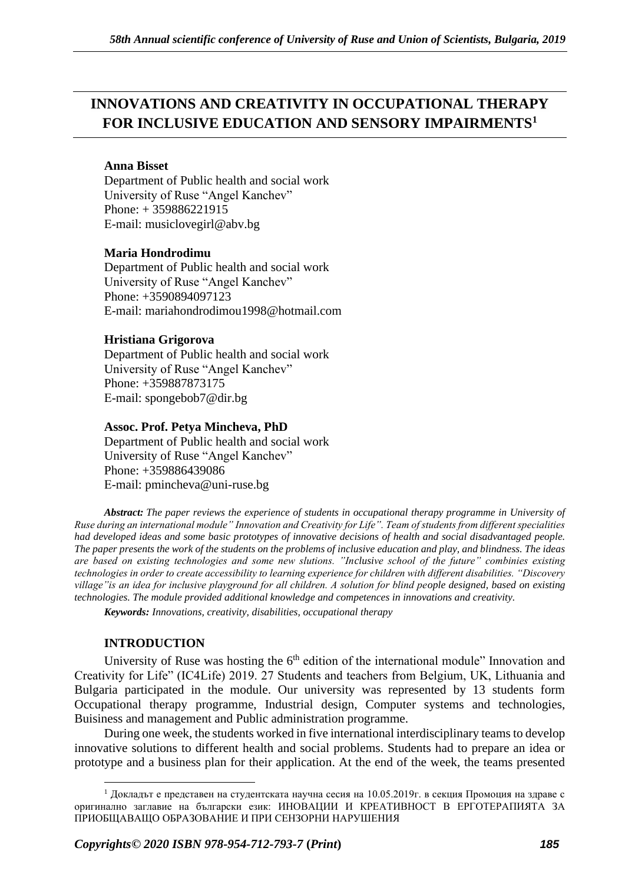# INNOVATIONS AND CREATIVITY IN OCCUPATIONAL THERAPY FOR INCLUSIVE EDUCATION AND SENSORY IMPAIRMENTS[1]

**Anna Bisset**
Department of Public health and social work
University of Ruse "Angel Kanchev"
Phone: + 359886221915
E-mail: musiclovegirl@abv.bg

**Maria Hondrodimu**
Department of Public health and social work
University of Ruse "Angel Kanchev"
Phone: +3590894097123
E-mail: mariahondrodimou1998@hotmail.com

**Hristiana Grigorova**
Department of Public health and social work
University of Ruse "Angel Kanchev"
Phone: +359887873175
E-mail: spongebob7@dir.bg

**Assoc. Prof. Petya Mincheva, PhD**
Department of Public health and social work
University of Ruse "Angel Kanchev"
Phone: +359886439086
E-mail: pmincheva@uni-ruse.bg

***Abstract:*** *The paper reviews the experience of students in occupational therapy programme in University of Ruse during an international module" Innovation and Creativity for Life". Team of students from different specialities had developed ideas and some basic prototypes of innovative decisions of health and social disadvantaged people. The paper presents the work of the students on the problems of inclusive education and play, and blindness. The ideas are based on existing technologies and some new slutions. "Inclusive school of the future" combinies existing technologies in order to create accessibility to learning experience for children with different disabilities. "Discovery village"is an idea for inclusive playground for all children. A solution for blind people designed, based on existing technologies. The module provided additional knowledge and competences in innovations and creativity.*

***Keywords:*** *Innovations, creativity, disabilities, occupational therapy*

## INTRODUCTION

University of Ruse was hosting the 6th edition of the international module" Innovation and Creativity for Life" (IC4Life) 2019. 27 Students and teachers from Belgium, UK, Lithuania and Bulgaria participated in the module. Our university was represented by 13 students form Occupational therapy programme, Industrial design, Computer systems and technologies, Buisiness and management and Public administration programme.

During one week, the students worked in five international interdisciplinary teams to develop innovative solutions to different health and social problems. Students had to prepare an idea or prototype and a business plan for their application. At the end of the week, the teams presented

---

[1] Докладът е представен на студентската научна сесия на 10.05.2019г. в секция Промоция на здраве с оригинално заглавие на български език: ИНОВАЦИИ И КРЕАТИВНОСТ В ЕРГОТЕРАПИЯТА ЗА ПРИОБЩАВАЩО ОБРАЗОВАНИЕ И ПРИ СЕНЗОРНИ НАРУШЕНИЯ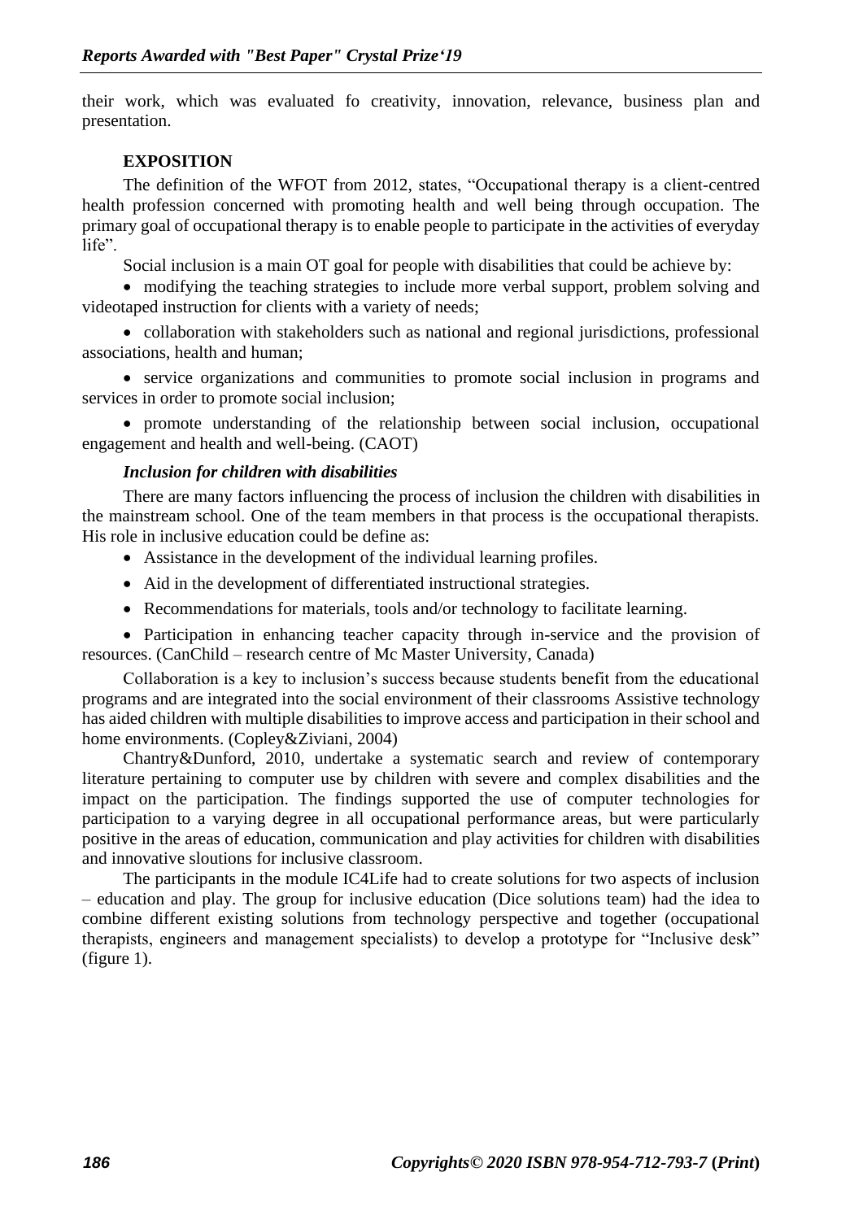their work, which was evaluated fo creativity, innovation, relevance, business plan and presentation.

## EXPOSITION

The definition of the WFOT from 2012, states, "Occupational therapy is a client-centred health profession concerned with promoting health and well being through occupation. The primary goal of occupational therapy is to enable people to participate in the activities of everyday life".

Social inclusion is a main OT goal for people with disabilities that could be achieve by:

- modifying the teaching strategies to include more verbal support, problem solving and videotaped instruction for clients with a variety of needs;
- collaboration with stakeholders such as national and regional jurisdictions, professional associations, health and human;
- service organizations and communities to promote social inclusion in programs and services in order to promote social inclusion;
- promote understanding of the relationship between social inclusion, occupational engagement and health and well-being. (CAOT)

### *Inclusion for children with disabilities*

There are many factors influencing the process of inclusion the children with disabilities in the mainstream school. One of the team members in that process is the occupational therapists. His role in inclusive education could be define as:

- Assistance in the development of the individual learning profiles.
- Aid in the development of differentiated instructional strategies.
- Recommendations for materials, tools and/or technology to facilitate learning.
- Participation in enhancing teacher capacity through in-service and the provision of resources. (CanChild – research centre of Mc Master University, Canada)

Collaboration is a key to inclusion's success because students benefit from the educational programs and are integrated into the social environment of their classrooms Assistive technology has aided children with multiple disabilities to improve access and participation in their school and home environments. (Copley&Ziviani, 2004)

Chantry&Dunford, 2010, undertake a systematic search and review of contemporary literature pertaining to computer use by children with severe and complex disabilities and the impact on the participation. The findings supported the use of computer technologies for participation to a varying degree in all occupational performance areas, but were particularly positive in the areas of education, communication and play activities for children with disabilities and innovative sloutions for inclusive classroom.

The participants in the module IC4Life had to create solutions for two aspects of inclusion – education and play. The group for inclusive education (Dice solutions team) had the idea to combine different existing solutions from technology perspective and together (occupational therapists, engineers and management specialists) to develop a prototype for "Inclusive desk" (figure 1).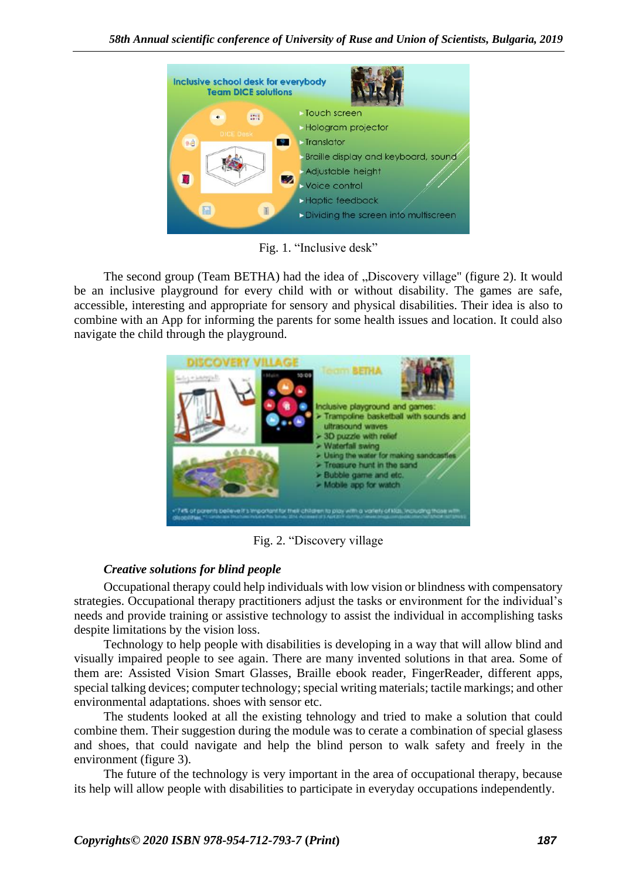Fig. 1. “Inclusive desk”

The second group (Team BETHA) had the idea of „Discovery village" (figure 2). It would be an inclusive playground for every child with or without disability. The games are safe, accessible, interesting and appropriate for sensory and physical disabilities. Their idea is also to combine with an App for informing the parents for some health issues and location. It could also navigate the child through the playground.

Fig. 2. “Discovery village

***Creative solutions for blind people***

Occupational therapy could help individuals with low vision or blindness with compensatory strategies. Occupational therapy practitioners adjust the tasks or environment for the individual's needs and provide training or assistive technology to assist the individual in accomplishing tasks despite limitations by the vision loss.

Technology to help people with disabilities is developing in a way that will allow blind and visually impaired people to see again. There are many invented solutions in that area. Some of them are: Assisted Vision Smart Glasses, Braille ebook reader, FingerReader, different apps, special talking devices; computer technology; special writing materials; tactile markings; and other environmental adaptations. shoes with sensor etc.

The students looked at all the existing tehnology and tried to make a solution that could combine them. Their suggestion during the module was to cerate a combination of special glasess and shoes, that could navigate and help the blind person to walk safety and freely in the environment (figure 3).

The future of the technology is very important in the area of occupational therapy, because its help will allow people with disabilities to participate in everyday occupations independently.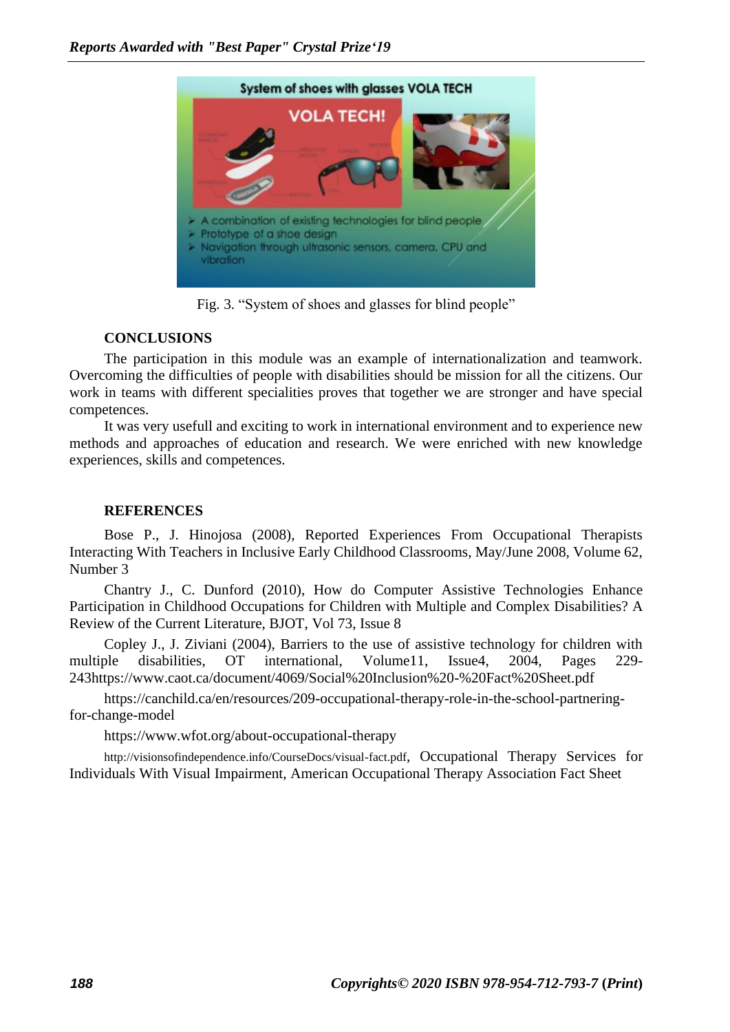Fig. 3. "System of shoes and glasses for blind people"

## CONCLUSIONS

The participation in this module was an example of internationalization and teamwork. Overcoming the difficulties of people with disabilities should be mission for all the citizens. Our work in teams with different specialities proves that together we are stronger and have special competences.

It was very usefull and exciting to work in international environment and to experience new methods and approaches of education and research. We were enriched with new knowledge experiences, skills and competences.

## REFERENCES

Bose P., J. Hinojosa (2008), Reported Experiences From Occupational Therapists Interacting With Teachers in Inclusive Early Childhood Classrooms, May/June 2008, Volume 62, Number 3

Chantry J., C. Dunford (2010), How do Computer Assistive Technologies Enhance Participation in Childhood Occupations for Children with Multiple and Complex Disabilities? A Review of the Current Literature, BJOT, Vol 73, Issue 8

Copley J., J. Ziviani (2004), Barriers to the use of assistive technology for children with multiple disabilities, OT international, Volume11, Issue4, 2004, Pages 229-243https://www.caot.ca/document/4069/Social%20Inclusion%20-%20Fact%20Sheet.pdf

https://canchild.ca/en/resources/209-occupational-therapy-role-in-the-school-partnering-for-change-model

https://www.wfot.org/about-occupational-therapy

http://visionsofindependence.info/CourseDocs/visual-fact.pdf, Occupational Therapy Services for Individuals With Visual Impairment, American Occupational Therapy Association Fact Sheet